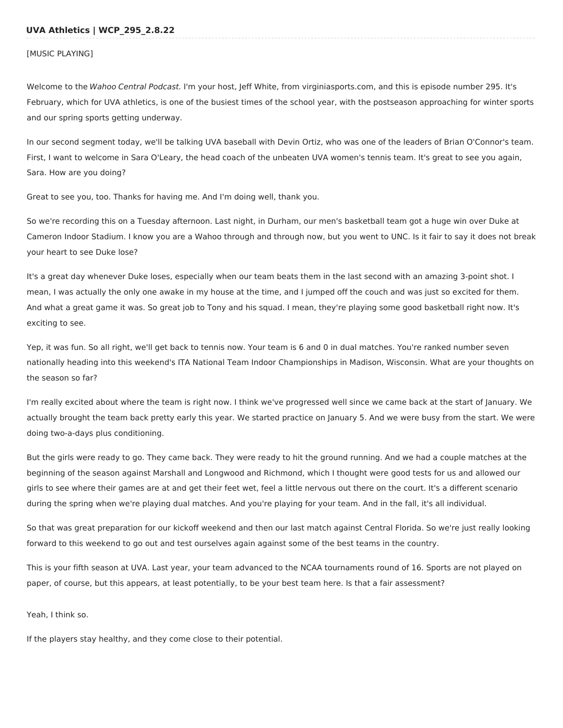**UVA Athletics | WCP_295_2.8.22**

[MUSIC PLAYING]

Welcome to the *Wahoo Central Podcast*. I'm your host, Jeff White, from virginiasports.com, and this is episode number 295. It's February, which for UVA athletics, is one of the busiest times of the school year, with the postseason approaching for winter sports and our spring sports getting underway.

In our second segment today, we'll be talking UVA baseball with Devin Ortiz, who was one of the leaders of Brian O'Connor's team. First, I want to welcome in Sara O'Leary, the head coach of the unbeaten UVA women's tennis team. It's great to see you again, Sara. How are you doing?

Great to see you, too. Thanks for having me. And I'm doing well, thank you.

So we're recording this on a Tuesday afternoon. Last night, in Durham, our men's basketball team got a huge win over Duke at Cameron Indoor Stadium. I know you are a Wahoo through and through now, but you went to UNC. Is it fair to say it does not break your heart to see Duke lose?

It's a great day whenever Duke loses, especially when our team beats them in the last second with an amazing 3-point shot. I mean, I was actually the only one awake in my house at the time, and I jumped off the couch and was just so excited for them. And what a great game it was. So great job to Tony and his squad. I mean, they're playing some good basketball right now. It's exciting to see.

Yep, it was fun. So all right, we'll get back to tennis now. Your team is 6 and 0 in dual matches. You're ranked number seven nationally heading into this weekend's ITA National Team Indoor Championships in Madison, Wisconsin. What are your thoughts on the season so far?

I'm really excited about where the team is right now. I think we've progressed well since we came back at the start of January. We actually brought the team back pretty early this year. We started practice on January 5. And we were busy from the start. We were doing two-a-days plus conditioning.

But the girls were ready to go. They came back. They were ready to hit the ground running. And we had a couple matches at the beginning of the season against Marshall and Longwood and Richmond, which I thought were good tests for us and allowed our girls to see where their games are at and get their feet wet, feel a little nervous out there on the court. It's a different scenario during the spring when we're playing dual matches. And you're playing for your team. And in the fall, it's all individual.

So that was great preparation for our kickoff weekend and then our last match against Central Florida. So we're just really looking forward to this weekend to go out and test ourselves again against some of the best teams in the country.

This is your fifth season at UVA. Last year, your team advanced to the NCAA tournaments round of 16. Sports are not played on paper, of course, but this appears, at least potentially, to be your best team here. Is that a fair assessment?

Yeah, I think so.

If the players stay healthy, and they come close to their potential.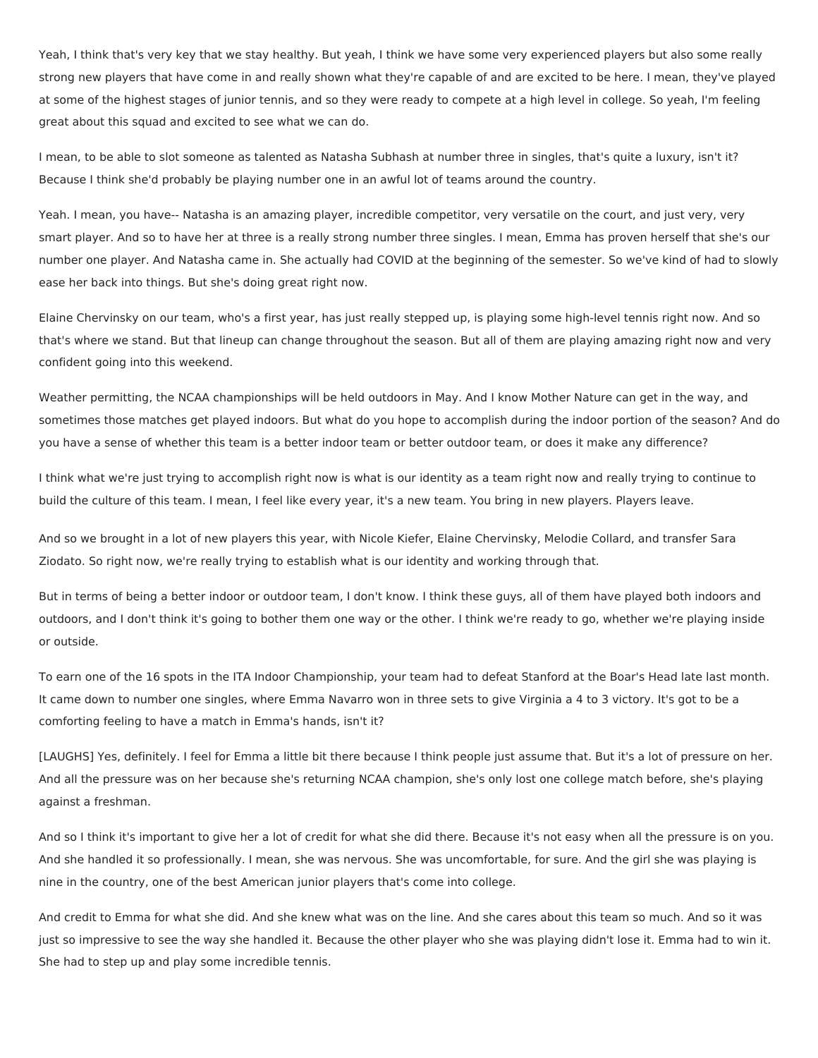Yeah, I think that's very key that we stay healthy. But yeah, I think we have some very experienced players but also some really strong new players that have come in and really shown what they're capable of and are excited to be here. I mean, they've played at some of the highest stages of junior tennis, and so they were ready to compete at a high level in college. So yeah, I'm feeling great about this squad and excited to see what we can do.

I mean, to be able to slot someone as talented as Natasha Subhash at number three in singles, that's quite a luxury, isn't it? Because I think she'd probably be playing number one in an awful lot of teams around the country.

Yeah. I mean, you have-- Natasha is an amazing player, incredible competitor, very versatile on the court, and just very, very smart player. And so to have her at three is a really strong number three singles. I mean, Emma has proven herself that she's our number one player. And Natasha came in. She actually had COVID at the beginning of the semester. So we've kind of had to slowly ease her back into things. But she's doing great right now.

Elaine Chervinsky on our team, who's a first year, has just really stepped up, is playing some high-level tennis right now. And so that's where we stand. But that lineup can change throughout the season. But all of them are playing amazing right now and very confident going into this weekend.

Weather permitting, the NCAA championships will be held outdoors in May. And I know Mother Nature can get in the way, and sometimes those matches get played indoors. But what do you hope to accomplish during the indoor portion of the season? And do you have a sense of whether this team is a better indoor team or better outdoor team, or does it make any difference?

I think what we're just trying to accomplish right now is what is our identity as a team right now and really trying to continue to build the culture of this team. I mean, I feel like every year, it's a new team. You bring in new players. Players leave.

And so we brought in a lot of new players this year, with Nicole Kiefer, Elaine Chervinsky, Melodie Collard, and transfer Sara Ziodato. So right now, we're really trying to establish what is our identity and working through that.

But in terms of being a better indoor or outdoor team, I don't know. I think these guys, all of them have played both indoors and outdoors, and I don't think it's going to bother them one way or the other. I think we're ready to go, whether we're playing inside or outside.

To earn one of the 16 spots in the ITA Indoor Championship, your team had to defeat Stanford at the Boar's Head late last month. It came down to number one singles, where Emma Navarro won in three sets to give Virginia a 4 to 3 victory. It's got to be a comforting feeling to have a match in Emma's hands, isn't it?

[LAUGHS] Yes, definitely. I feel for Emma a little bit there because I think people just assume that. But it's a lot of pressure on her. And all the pressure was on her because she's returning NCAA champion, she's only lost one college match before, she's playing against a freshman.

And so I think it's important to give her a lot of credit for what she did there. Because it's not easy when all the pressure is on you. And she handled it so professionally. I mean, she was nervous. She was uncomfortable, for sure. And the girl she was playing is nine in the country, one of the best American junior players that's come into college.

And credit to Emma for what she did. And she knew what was on the line. And she cares about this team so much. And so it was just so impressive to see the way she handled it. Because the other player who she was playing didn't lose it. Emma had to win it. She had to step up and play some incredible tennis.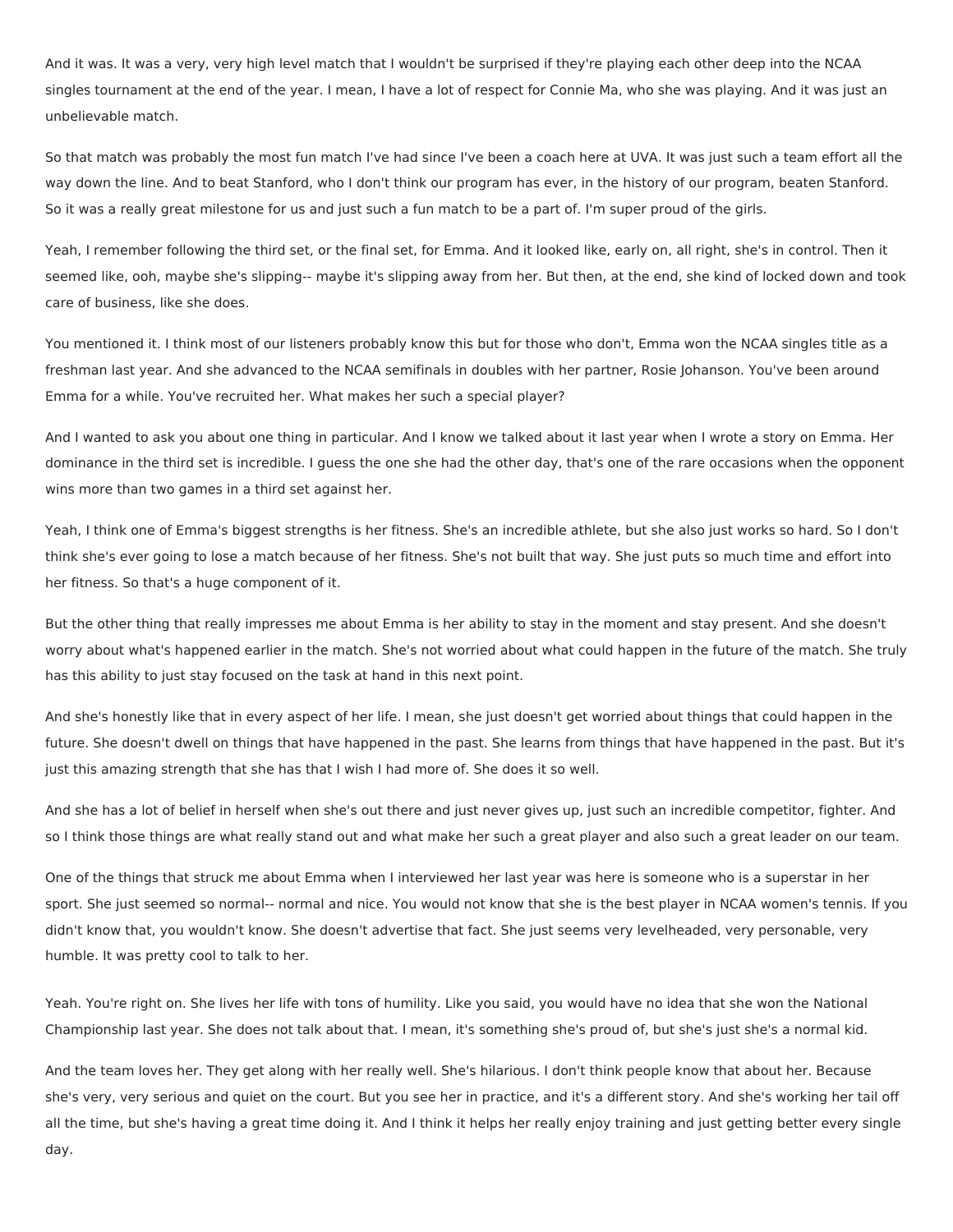And it was. It was a very, very high level match that I wouldn't be surprised if they're playing each other deep into the NCAA singles tournament at the end of the year. I mean, I have a lot of respect for Connie Ma, who she was playing. And it was just an unbelievable match.

So that match was probably the most fun match I've had since I've been a coach here at UVA. It was just such a team effort all the way down the line. And to beat Stanford, who I don't think our program has ever, in the history of our program, beaten Stanford. So it was a really great milestone for us and just such a fun match to be a part of. I'm super proud of the girls.

Yeah, I remember following the third set, or the final set, for Emma. And it looked like, early on, all right, she's in control. Then it seemed like, ooh, maybe she's slipping-- maybe it's slipping away from her. But then, at the end, she kind of locked down and took care of business, like she does.

You mentioned it. I think most of our listeners probably know this but for those who don't, Emma won the NCAA singles title as a freshman last year. And she advanced to the NCAA semifinals in doubles with her partner, Rosie Johanson. You've been around Emma for a while. You've recruited her. What makes her such a special player?

And I wanted to ask you about one thing in particular. And I know we talked about it last year when I wrote a story on Emma. Her dominance in the third set is incredible. I guess the one she had the other day, that's one of the rare occasions when the opponent wins more than two games in a third set against her.

Yeah, I think one of Emma's biggest strengths is her fitness. She's an incredible athlete, but she also just works so hard. So I don't think she's ever going to lose a match because of her fitness. She's not built that way. She just puts so much time and effort into her fitness. So that's a huge component of it.

But the other thing that really impresses me about Emma is her ability to stay in the moment and stay present. And she doesn't worry about what's happened earlier in the match. She's not worried about what could happen in the future of the match. She truly has this ability to just stay focused on the task at hand in this next point.

And she's honestly like that in every aspect of her life. I mean, she just doesn't get worried about things that could happen in the future. She doesn't dwell on things that have happened in the past. She learns from things that have happened in the past. But it's just this amazing strength that she has that I wish I had more of. She does it so well.

And she has a lot of belief in herself when she's out there and just never gives up, just such an incredible competitor, fighter. And so I think those things are what really stand out and what make her such a great player and also such a great leader on our team.

One of the things that struck me about Emma when I interviewed her last year was here is someone who is a superstar in her sport. She just seemed so normal-- normal and nice. You would not know that she is the best player in NCAA women's tennis. If you didn't know that, you wouldn't know. She doesn't advertise that fact. She just seems very levelheaded, very personable, very humble. It was pretty cool to talk to her.

Yeah. You're right on. She lives her life with tons of humility. Like you said, you would have no idea that she won the National Championship last year. She does not talk about that. I mean, it's something she's proud of, but she's just she's a normal kid.

And the team loves her. They get along with her really well. She's hilarious. I don't think people know that about her. Because she's very, very serious and quiet on the court. But you see her in practice, and it's a different story. And she's working her tail off all the time, but she's having a great time doing it. And I think it helps her really enjoy training and just getting better every single day.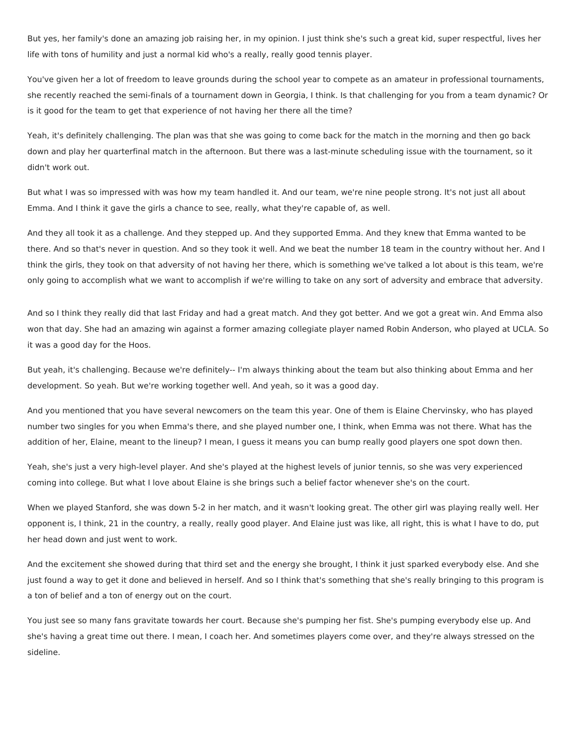But yes, her family's done an amazing job raising her, in my opinion. I just think she's such a great kid, super respectful, lives her life with tons of humility and just a normal kid who's a really, really good tennis player.

You've given her a lot of freedom to leave grounds during the school year to compete as an amateur in professional tournaments, she recently reached the semi-finals of a tournament down in Georgia, I think. Is that challenging for you from a team dynamic? Or is it good for the team to get that experience of not having her there all the time?

Yeah, it's definitely challenging. The plan was that she was going to come back for the match in the morning and then go back down and play her quarterfinal match in the afternoon. But there was a last-minute scheduling issue with the tournament, so it didn't work out.

But what I was so impressed with was how my team handled it. And our team, we're nine people strong. It's not just all about Emma. And I think it gave the girls a chance to see, really, what they're capable of, as well.

And they all took it as a challenge. And they stepped up. And they supported Emma. And they knew that Emma wanted to be there. And so that's never in question. And so they took it well. And we beat the number 18 team in the country without her. And I think the girls, they took on that adversity of not having her there, which is something we've talked a lot about is this team, we're only going to accomplish what we want to accomplish if we're willing to take on any sort of adversity and embrace that adversity.

And so I think they really did that last Friday and had a great match. And they got better. And we got a great win. And Emma also won that day. She had an amazing win against a former amazing collegiate player named Robin Anderson, who played at UCLA. So it was a good day for the Hoos.

But yeah, it's challenging. Because we're definitely-- I'm always thinking about the team but also thinking about Emma and her development. So yeah. But we're working together well. And yeah, so it was a good day.

And you mentioned that you have several newcomers on the team this year. One of them is Elaine Chervinsky, who has played number two singles for you when Emma's there, and she played number one, I think, when Emma was not there. What has the addition of her, Elaine, meant to the lineup? I mean, I guess it means you can bump really good players one spot down then.

Yeah, she's just a very high-level player. And she's played at the highest levels of junior tennis, so she was very experienced coming into college. But what I love about Elaine is she brings such a belief factor whenever she's on the court.

When we played Stanford, she was down 5-2 in her match, and it wasn't looking great. The other girl was playing really well. Her opponent is, I think, 21 in the country, a really, really good player. And Elaine just was like, all right, this is what I have to do, put her head down and just went to work.

And the excitement she showed during that third set and the energy she brought, I think it just sparked everybody else. And she just found a way to get it done and believed in herself. And so I think that's something that she's really bringing to this program is a ton of belief and a ton of energy out on the court.

You just see so many fans gravitate towards her court. Because she's pumping her fist. She's pumping everybody else up. And she's having a great time out there. I mean, I coach her. And sometimes players come over, and they're always stressed on the sideline.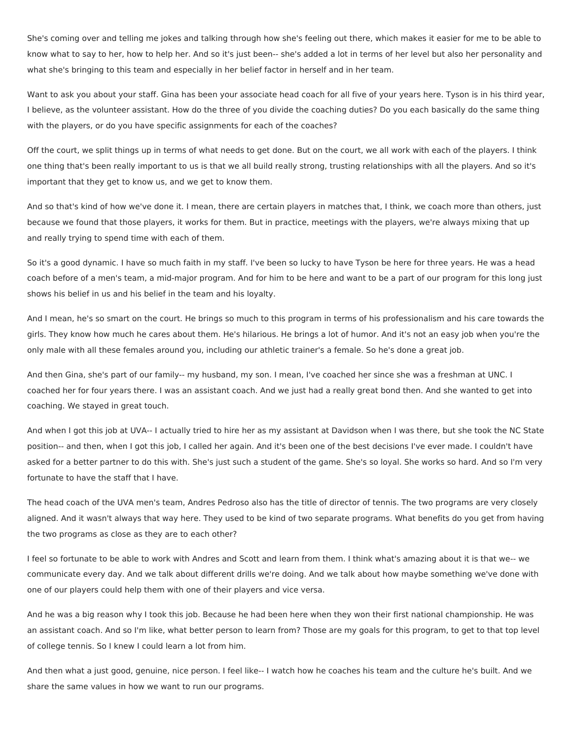She's coming over and telling me jokes and talking through how she's feeling out there, which makes it easier for me to be able to know what to say to her, how to help her. And so it's just been-- she's added a lot in terms of her level but also her personality and what she's bringing to this team and especially in her belief factor in herself and in her team.

Want to ask you about your staff. Gina has been your associate head coach for all five of your years here. Tyson is in his third year, I believe, as the volunteer assistant. How do the three of you divide the coaching duties? Do you each basically do the same thing with the players, or do you have specific assignments for each of the coaches?

Off the court, we split things up in terms of what needs to get done. But on the court, we all work with each of the players. I think one thing that's been really important to us is that we all build really strong, trusting relationships with all the players. And so it's important that they get to know us, and we get to know them.

And so that's kind of how we've done it. I mean, there are certain players in matches that, I think, we coach more than others, just because we found that those players, it works for them. But in practice, meetings with the players, we're always mixing that up and really trying to spend time with each of them.

So it's a good dynamic. I have so much faith in my staff. I've been so lucky to have Tyson be here for three years. He was a head coach before of a men's team, a mid-major program. And for him to be here and want to be a part of our program for this long just shows his belief in us and his belief in the team and his loyalty.

And I mean, he's so smart on the court. He brings so much to this program in terms of his professionalism and his care towards the girls. They know how much he cares about them. He's hilarious. He brings a lot of humor. And it's not an easy job when you're the only male with all these females around you, including our athletic trainer's a female. So he's done a great job.

And then Gina, she's part of our family-- my husband, my son. I mean, I've coached her since she was a freshman at UNC. I coached her for four years there. I was an assistant coach. And we just had a really great bond then. And she wanted to get into coaching. We stayed in great touch.

And when I got this job at UVA-- I actually tried to hire her as my assistant at Davidson when I was there, but she took the NC State position-- and then, when I got this job, I called her again. And it's been one of the best decisions I've ever made. I couldn't have asked for a better partner to do this with. She's just such a student of the game. She's so loyal. She works so hard. And so I'm very fortunate to have the staff that I have.

The head coach of the UVA men's team, Andres Pedroso also has the title of director of tennis. The two programs are very closely aligned. And it wasn't always that way here. They used to be kind of two separate programs. What benefits do you get from having the two programs as close as they are to each other?

I feel so fortunate to be able to work with Andres and Scott and learn from them. I think what's amazing about it is that we-- we communicate every day. And we talk about different drills we're doing. And we talk about how maybe something we've done with one of our players could help them with one of their players and vice versa.

And he was a big reason why I took this job. Because he had been here when they won their first national championship. He was an assistant coach. And so I'm like, what better person to learn from? Those are my goals for this program, to get to that top level of college tennis. So I knew I could learn a lot from him.

And then what a just good, genuine, nice person. I feel like-- I watch how he coaches his team and the culture he's built. And we share the same values in how we want to run our programs.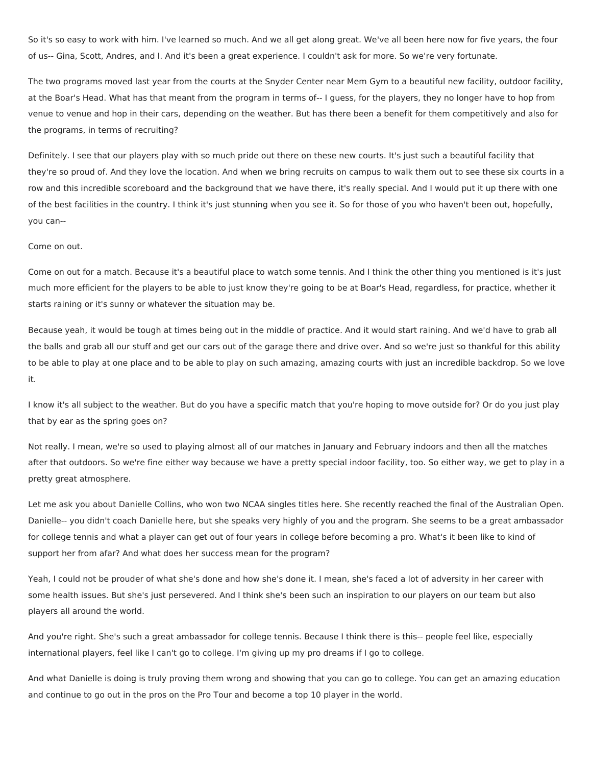So it's so easy to work with him. I've learned so much. And we all get along great. We've all been here now for five years, the four of us-- Gina, Scott, Andres, and I. And it's been a great experience. I couldn't ask for more. So we're very fortunate.

The two programs moved last year from the courts at the Snyder Center near Mem Gym to a beautiful new facility, outdoor facility, at the Boar's Head. What has that meant from the program in terms of-- I guess, for the players, they no longer have to hop from venue to venue and hop in their cars, depending on the weather. But has there been a benefit for them competitively and also for the programs, in terms of recruiting?

Definitely. I see that our players play with so much pride out there on these new courts. It's just such a beautiful facility that they're so proud of. And they love the location. And when we bring recruits on campus to walk them out to see these six courts in a row and this incredible scoreboard and the background that we have there, it's really special. And I would put it up there with one of the best facilities in the country. I think it's just stunning when you see it. So for those of you who haven't been out, hopefully, you can--

Come on out.

Come on out for a match. Because it's a beautiful place to watch some tennis. And I think the other thing you mentioned is it's just much more efficient for the players to be able to just know they're going to be at Boar's Head, regardless, for practice, whether it starts raining or it's sunny or whatever the situation may be.

Because yeah, it would be tough at times being out in the middle of practice. And it would start raining. And we'd have to grab all the balls and grab all our stuff and get our cars out of the garage there and drive over. And so we're just so thankful for this ability to be able to play at one place and to be able to play on such amazing, amazing courts with just an incredible backdrop. So we love it.

I know it's all subject to the weather. But do you have a specific match that you're hoping to move outside for? Or do you just play that by ear as the spring goes on?

Not really. I mean, we're so used to playing almost all of our matches in January and February indoors and then all the matches after that outdoors. So we're fine either way because we have a pretty special indoor facility, too. So either way, we get to play in a pretty great atmosphere.

Let me ask you about Danielle Collins, who won two NCAA singles titles here. She recently reached the final of the Australian Open. Danielle-- you didn't coach Danielle here, but she speaks very highly of you and the program. She seems to be a great ambassador for college tennis and what a player can get out of four years in college before becoming a pro. What's it been like to kind of support her from afar? And what does her success mean for the program?

Yeah, I could not be prouder of what she's done and how she's done it. I mean, she's faced a lot of adversity in her career with some health issues. But she's just persevered. And I think she's been such an inspiration to our players on our team but also players all around the world.

And you're right. She's such a great ambassador for college tennis. Because I think there is this-- people feel like, especially international players, feel like I can't go to college. I'm giving up my pro dreams if I go to college.

And what Danielle is doing is truly proving them wrong and showing that you can go to college. You can get an amazing education and continue to go out in the pros on the Pro Tour and become a top 10 player in the world.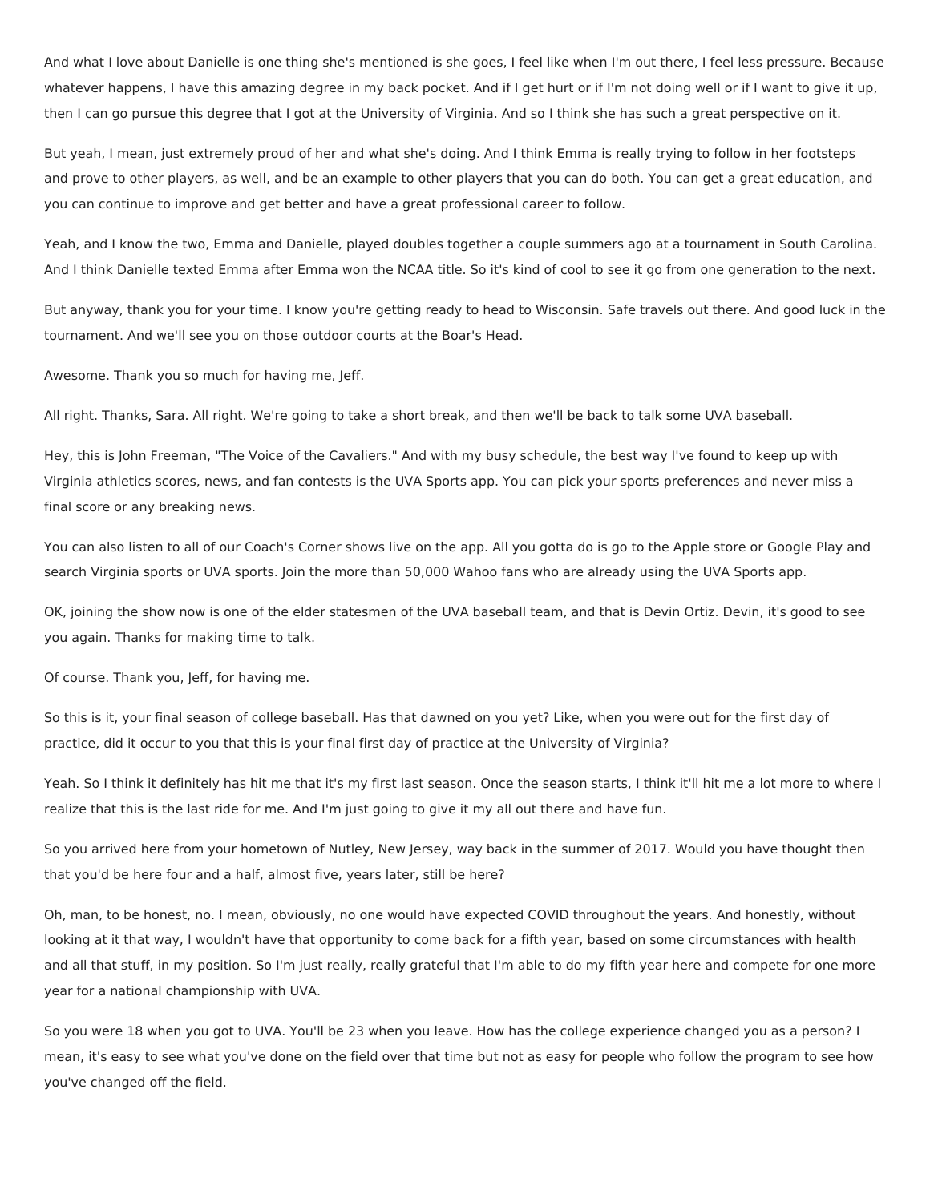And what I love about Danielle is one thing she's mentioned is she goes, I feel like when I'm out there, I feel less pressure. Because whatever happens, I have this amazing degree in my back pocket. And if I get hurt or if I'm not doing well or if I want to give it up, then I can go pursue this degree that I got at the University of Virginia. And so I think she has such a great perspective on it.

But yeah, I mean, just extremely proud of her and what she's doing. And I think Emma is really trying to follow in her footsteps and prove to other players, as well, and be an example to other players that you can do both. You can get a great education, and you can continue to improve and get better and have a great professional career to follow.

Yeah, and I know the two, Emma and Danielle, played doubles together a couple summers ago at a tournament in South Carolina. And I think Danielle texted Emma after Emma won the NCAA title. So it's kind of cool to see it go from one generation to the next.

But anyway, thank you for your time. I know you're getting ready to head to Wisconsin. Safe travels out there. And good luck in the tournament. And we'll see you on those outdoor courts at the Boar's Head.

Awesome. Thank you so much for having me, Jeff.

All right. Thanks, Sara. All right. We're going to take a short break, and then we'll be back to talk some UVA baseball.

Hey, this is John Freeman, "The Voice of the Cavaliers." And with my busy schedule, the best way I've found to keep up with Virginia athletics scores, news, and fan contests is the UVA Sports app. You can pick your sports preferences and never miss a final score or any breaking news.

You can also listen to all of our Coach's Corner shows live on the app. All you gotta do is go to the Apple store or Google Play and search Virginia sports or UVA sports. Join the more than 50,000 Wahoo fans who are already using the UVA Sports app.

OK, joining the show now is one of the elder statesmen of the UVA baseball team, and that is Devin Ortiz. Devin, it's good to see you again. Thanks for making time to talk.

Of course. Thank you, Jeff, for having me.

So this is it, your final season of college baseball. Has that dawned on you yet? Like, when you were out for the first day of practice, did it occur to you that this is your final first day of practice at the University of Virginia?

Yeah. So I think it definitely has hit me that it's my first last season. Once the season starts, I think it'll hit me a lot more to where I realize that this is the last ride for me. And I'm just going to give it my all out there and have fun.

So you arrived here from your hometown of Nutley, New Jersey, way back in the summer of 2017. Would you have thought then that you'd be here four and a half, almost five, years later, still be here?

Oh, man, to be honest, no. I mean, obviously, no one would have expected COVID throughout the years. And honestly, without looking at it that way, I wouldn't have that opportunity to come back for a fifth year, based on some circumstances with health and all that stuff, in my position. So I'm just really, really grateful that I'm able to do my fifth year here and compete for one more year for a national championship with UVA.

So you were 18 when you got to UVA. You'll be 23 when you leave. How has the college experience changed you as a person? I mean, it's easy to see what you've done on the field over that time but not as easy for people who follow the program to see how you've changed off the field.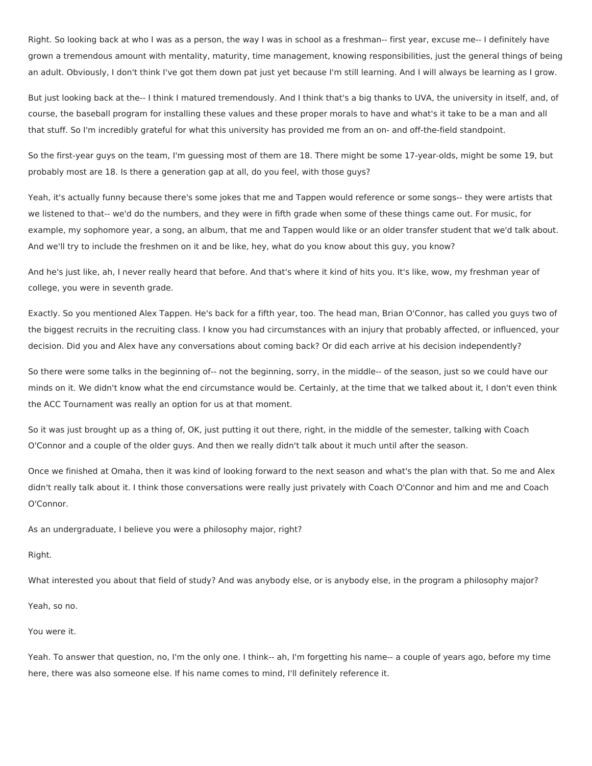Right. So looking back at who I was as a person, the way I was in school as a freshman-- first year, excuse me-- I definitely have grown a tremendous amount with mentality, maturity, time management, knowing responsibilities, just the general things of being an adult. Obviously, I don't think I've got them down pat just yet because I'm still learning. And I will always be learning as I grow.

But just looking back at the-- I think I matured tremendously. And I think that's a big thanks to UVA, the university in itself, and, of course, the baseball program for installing these values and these proper morals to have and what's it take to be a man and all that stuff. So I'm incredibly grateful for what this university has provided me from an on- and off-the-field standpoint.

So the first-year guys on the team, I'm guessing most of them are 18. There might be some 17-year-olds, might be some 19, but probably most are 18. Is there a generation gap at all, do you feel, with those guys?

Yeah, it's actually funny because there's some jokes that me and Tappen would reference or some songs-- they were artists that we listened to that-- we'd do the numbers, and they were in fifth grade when some of these things came out. For music, for example, my sophomore year, a song, an album, that me and Tappen would like or an older transfer student that we'd talk about. And we'll try to include the freshmen on it and be like, hey, what do you know about this guy, you know?

And he's just like, ah, I never really heard that before. And that's where it kind of hits you. It's like, wow, my freshman year of college, you were in seventh grade.

Exactly. So you mentioned Alex Tappen. He's back for a fifth year, too. The head man, Brian O'Connor, has called you guys two of the biggest recruits in the recruiting class. I know you had circumstances with an injury that probably affected, or influenced, your decision. Did you and Alex have any conversations about coming back? Or did each arrive at his decision independently?

So there were some talks in the beginning of-- not the beginning, sorry, in the middle-- of the season, just so we could have our minds on it. We didn't know what the end circumstance would be. Certainly, at the time that we talked about it, I don't even think the ACC Tournament was really an option for us at that moment.

So it was just brought up as a thing of, OK, just putting it out there, right, in the middle of the semester, talking with Coach O'Connor and a couple of the older guys. And then we really didn't talk about it much until after the season.

Once we finished at Omaha, then it was kind of looking forward to the next season and what's the plan with that. So me and Alex didn't really talk about it. I think those conversations were really just privately with Coach O'Connor and him and me and Coach O'Connor.

As an undergraduate, I believe you were a philosophy major, right?

Right.

What interested you about that field of study? And was anybody else, or is anybody else, in the program a philosophy major?

Yeah, so no.

You were it.

Yeah. To answer that question, no, I'm the only one. I think-- ah, I'm forgetting his name-- a couple of years ago, before my time here, there was also someone else. If his name comes to mind, I'll definitely reference it.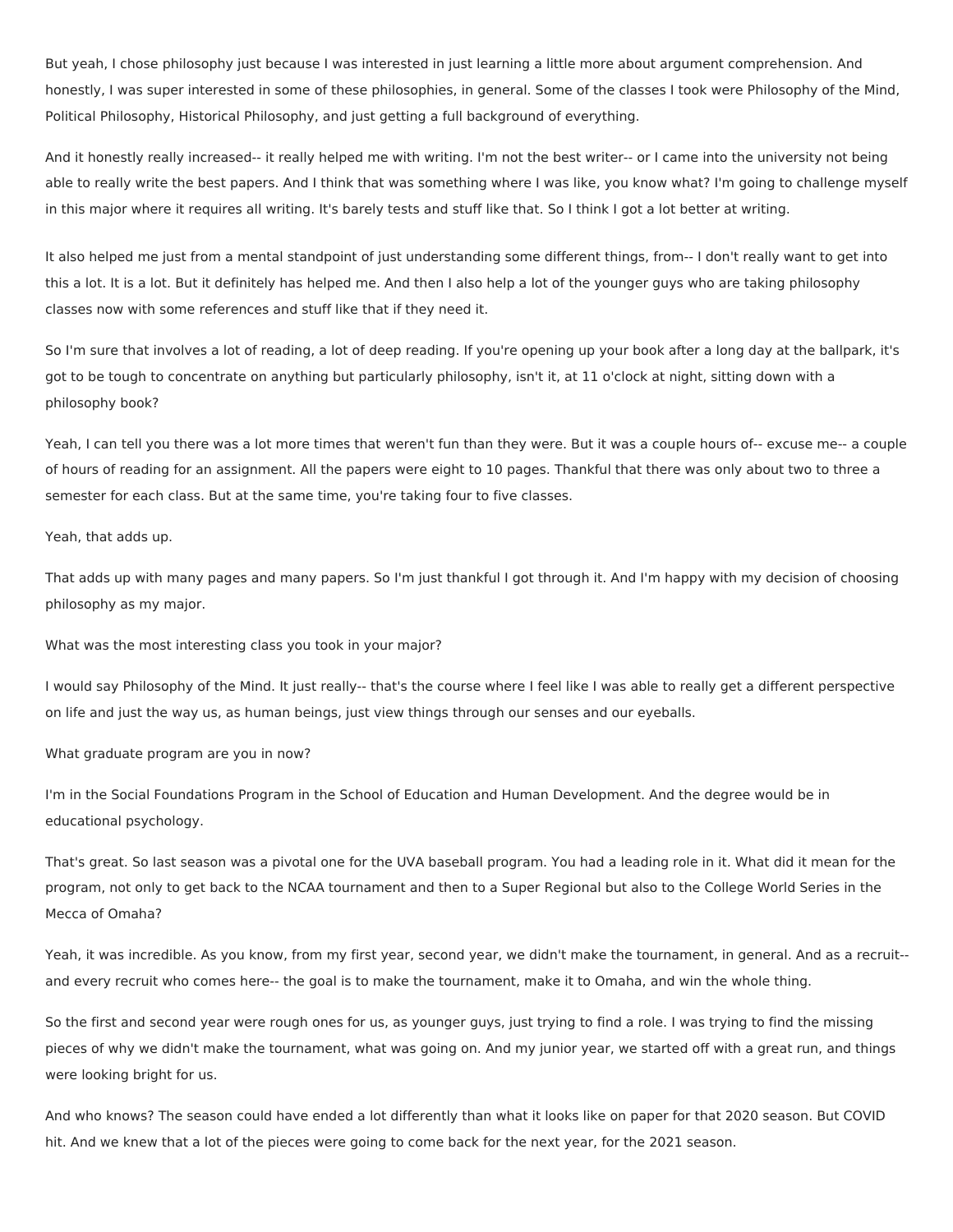But yeah, I chose philosophy just because I was interested in just learning a little more about argument comprehension. And honestly, I was super interested in some of these philosophies, in general. Some of the classes I took were Philosophy of the Mind, Political Philosophy, Historical Philosophy, and just getting a full background of everything.

And it honestly really increased-- it really helped me with writing. I'm not the best writer-- or I came into the university not being able to really write the best papers. And I think that was something where I was like, you know what? I'm going to challenge myself in this major where it requires all writing. It's barely tests and stuff like that. So I think I got a lot better at writing.

It also helped me just from a mental standpoint of just understanding some different things, from-- I don't really want to get into this a lot. It is a lot. But it definitely has helped me. And then I also help a lot of the younger guys who are taking philosophy classes now with some references and stuff like that if they need it.

So I'm sure that involves a lot of reading, a lot of deep reading. If you're opening up your book after a long day at the ballpark, it's got to be tough to concentrate on anything but particularly philosophy, isn't it, at 11 o'clock at night, sitting down with a philosophy book?

Yeah, I can tell you there was a lot more times that weren't fun than they were. But it was a couple hours of-- excuse me-- a couple of hours of reading for an assignment. All the papers were eight to 10 pages. Thankful that there was only about two to three a semester for each class. But at the same time, you're taking four to five classes.

Yeah, that adds up.

That adds up with many pages and many papers. So I'm just thankful I got through it. And I'm happy with my decision of choosing philosophy as my major.

What was the most interesting class you took in your major?

I would say Philosophy of the Mind. It just really-- that's the course where I feel like I was able to really get a different perspective on life and just the way us, as human beings, just view things through our senses and our eyeballs.

What graduate program are you in now?

I'm in the Social Foundations Program in the School of Education and Human Development. And the degree would be in educational psychology.

That's great. So last season was a pivotal one for the UVA baseball program. You had a leading role in it. What did it mean for the program, not only to get back to the NCAA tournament and then to a Super Regional but also to the College World Series in the Mecca of Omaha?

Yeah, it was incredible. As you know, from my first year, second year, we didn't make the tournament, in general. And as a recruit-- and every recruit who comes here-- the goal is to make the tournament, make it to Omaha, and win the whole thing.

So the first and second year were rough ones for us, as younger guys, just trying to find a role. I was trying to find the missing pieces of why we didn't make the tournament, what was going on. And my junior year, we started off with a great run, and things were looking bright for us.

And who knows? The season could have ended a lot differently than what it looks like on paper for that 2020 season. But COVID hit. And we knew that a lot of the pieces were going to come back for the next year, for the 2021 season.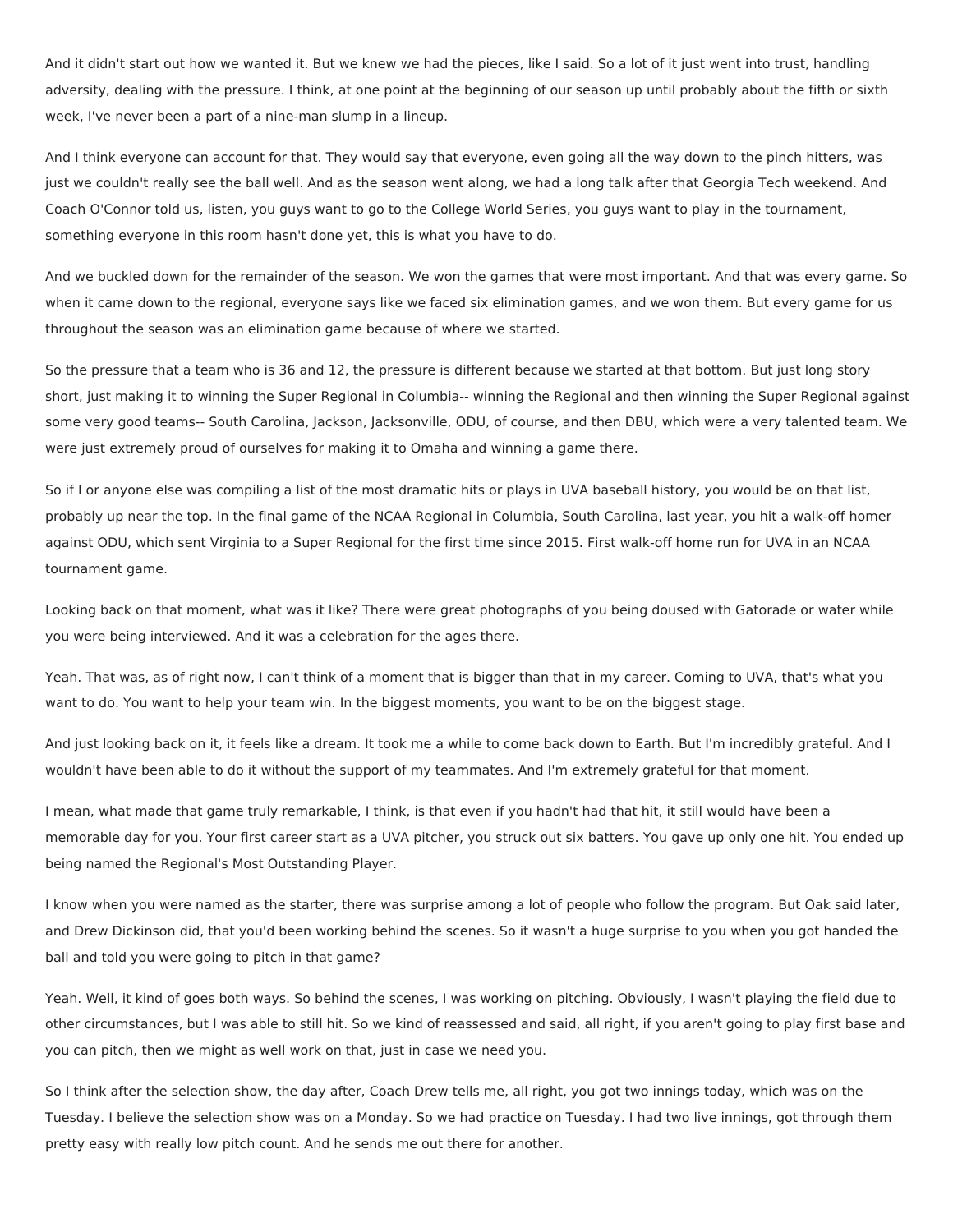And it didn't start out how we wanted it. But we knew we had the pieces, like I said. So a lot of it just went into trust, handling adversity, dealing with the pressure. I think, at one point at the beginning of our season up until probably about the fifth or sixth week, I've never been a part of a nine-man slump in a lineup.

And I think everyone can account for that. They would say that everyone, even going all the way down to the pinch hitters, was just we couldn't really see the ball well. And as the season went along, we had a long talk after that Georgia Tech weekend. And Coach O'Connor told us, listen, you guys want to go to the College World Series, you guys want to play in the tournament, something everyone in this room hasn't done yet, this is what you have to do.

And we buckled down for the remainder of the season. We won the games that were most important. And that was every game. So when it came down to the regional, everyone says like we faced six elimination games, and we won them. But every game for us throughout the season was an elimination game because of where we started.

So the pressure that a team who is 36 and 12, the pressure is different because we started at that bottom. But just long story short, just making it to winning the Super Regional in Columbia-- winning the Regional and then winning the Super Regional against some very good teams-- South Carolina, Jackson, Jacksonville, ODU, of course, and then DBU, which were a very talented team. We were just extremely proud of ourselves for making it to Omaha and winning a game there.

So if I or anyone else was compiling a list of the most dramatic hits or plays in UVA baseball history, you would be on that list, probably up near the top. In the final game of the NCAA Regional in Columbia, South Carolina, last year, you hit a walk-off homer against ODU, which sent Virginia to a Super Regional for the first time since 2015. First walk-off home run for UVA in an NCAA tournament game.

Looking back on that moment, what was it like? There were great photographs of you being doused with Gatorade or water while you were being interviewed. And it was a celebration for the ages there.

Yeah. That was, as of right now, I can't think of a moment that is bigger than that in my career. Coming to UVA, that's what you want to do. You want to help your team win. In the biggest moments, you want to be on the biggest stage.

And just looking back on it, it feels like a dream. It took me a while to come back down to Earth. But I'm incredibly grateful. And I wouldn't have been able to do it without the support of my teammates. And I'm extremely grateful for that moment.

I mean, what made that game truly remarkable, I think, is that even if you hadn't had that hit, it still would have been a memorable day for you. Your first career start as a UVA pitcher, you struck out six batters. You gave up only one hit. You ended up being named the Regional's Most Outstanding Player.

I know when you were named as the starter, there was surprise among a lot of people who follow the program. But Oak said later, and Drew Dickinson did, that you'd been working behind the scenes. So it wasn't a huge surprise to you when you got handed the ball and told you were going to pitch in that game?

Yeah. Well, it kind of goes both ways. So behind the scenes, I was working on pitching. Obviously, I wasn't playing the field due to other circumstances, but I was able to still hit. So we kind of reassessed and said, all right, if you aren't going to play first base and you can pitch, then we might as well work on that, just in case we need you.

So I think after the selection show, the day after, Coach Drew tells me, all right, you got two innings today, which was on the Tuesday. I believe the selection show was on a Monday. So we had practice on Tuesday. I had two live innings, got through them pretty easy with really low pitch count. And he sends me out there for another.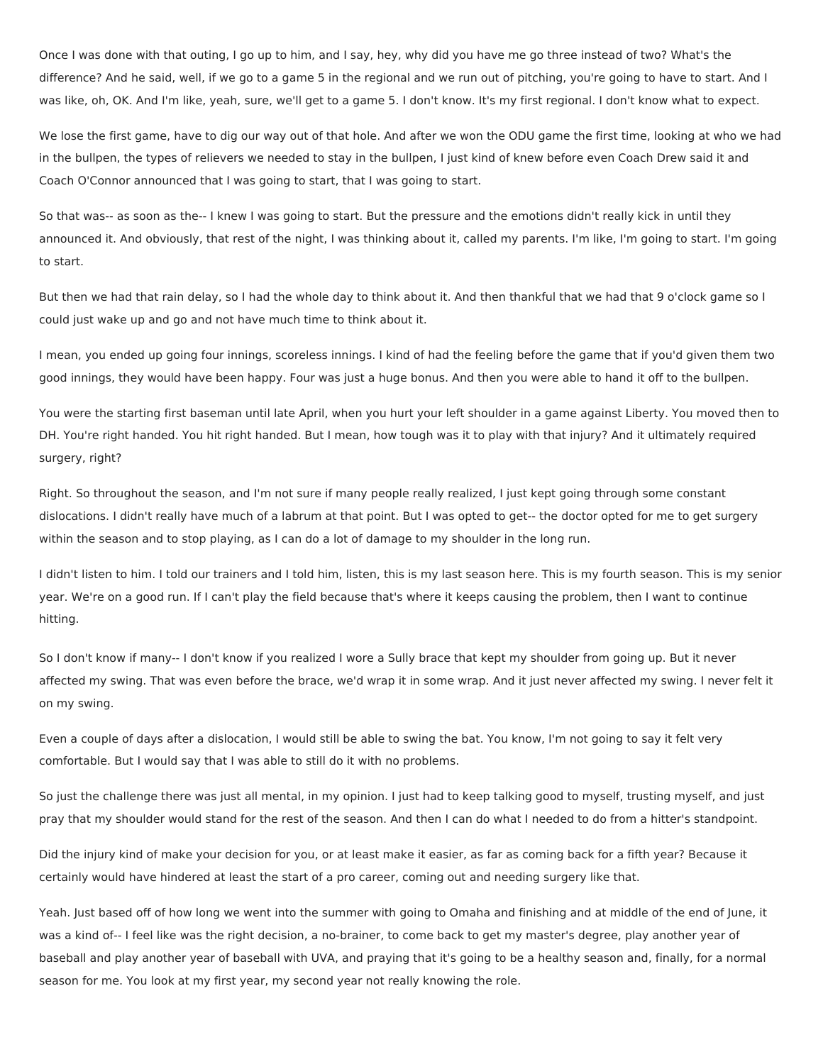Once I was done with that outing, I go up to him, and I say, hey, why did you have me go three instead of two? What's the difference? And he said, well, if we go to a game 5 in the regional and we run out of pitching, you're going to have to start. And I was like, oh, OK. And I'm like, yeah, sure, we'll get to a game 5. I don't know. It's my first regional. I don't know what to expect.

We lose the first game, have to dig our way out of that hole. And after we won the ODU game the first time, looking at who we had in the bullpen, the types of relievers we needed to stay in the bullpen, I just kind of knew before even Coach Drew said it and Coach O'Connor announced that I was going to start, that I was going to start.

So that was-- as soon as the-- I knew I was going to start. But the pressure and the emotions didn't really kick in until they announced it. And obviously, that rest of the night, I was thinking about it, called my parents. I'm like, I'm going to start. I'm going to start.

But then we had that rain delay, so I had the whole day to think about it. And then thankful that we had that 9 o'clock game so I could just wake up and go and not have much time to think about it.

I mean, you ended up going four innings, scoreless innings. I kind of had the feeling before the game that if you'd given them two good innings, they would have been happy. Four was just a huge bonus. And then you were able to hand it off to the bullpen.

You were the starting first baseman until late April, when you hurt your left shoulder in a game against Liberty. You moved then to DH. You're right handed. You hit right handed. But I mean, how tough was it to play with that injury? And it ultimately required surgery, right?

Right. So throughout the season, and I'm not sure if many people really realized, I just kept going through some constant dislocations. I didn't really have much of a labrum at that point. But I was opted to get-- the doctor opted for me to get surgery within the season and to stop playing, as I can do a lot of damage to my shoulder in the long run.

I didn't listen to him. I told our trainers and I told him, listen, this is my last season here. This is my fourth season. This is my senior year. We're on a good run. If I can't play the field because that's where it keeps causing the problem, then I want to continue hitting.

So I don't know if many-- I don't know if you realized I wore a Sully brace that kept my shoulder from going up. But it never affected my swing. That was even before the brace, we'd wrap it in some wrap. And it just never affected my swing. I never felt it on my swing.

Even a couple of days after a dislocation, I would still be able to swing the bat. You know, I'm not going to say it felt very comfortable. But I would say that I was able to still do it with no problems.

So just the challenge there was just all mental, in my opinion. I just had to keep talking good to myself, trusting myself, and just pray that my shoulder would stand for the rest of the season. And then I can do what I needed to do from a hitter's standpoint.

Did the injury kind of make your decision for you, or at least make it easier, as far as coming back for a fifth year? Because it certainly would have hindered at least the start of a pro career, coming out and needing surgery like that.

Yeah. Just based off of how long we went into the summer with going to Omaha and finishing and at middle of the end of June, it was a kind of-- I feel like was the right decision, a no-brainer, to come back to get my master's degree, play another year of baseball and play another year of baseball with UVA, and praying that it's going to be a healthy season and, finally, for a normal season for me. You look at my first year, my second year not really knowing the role.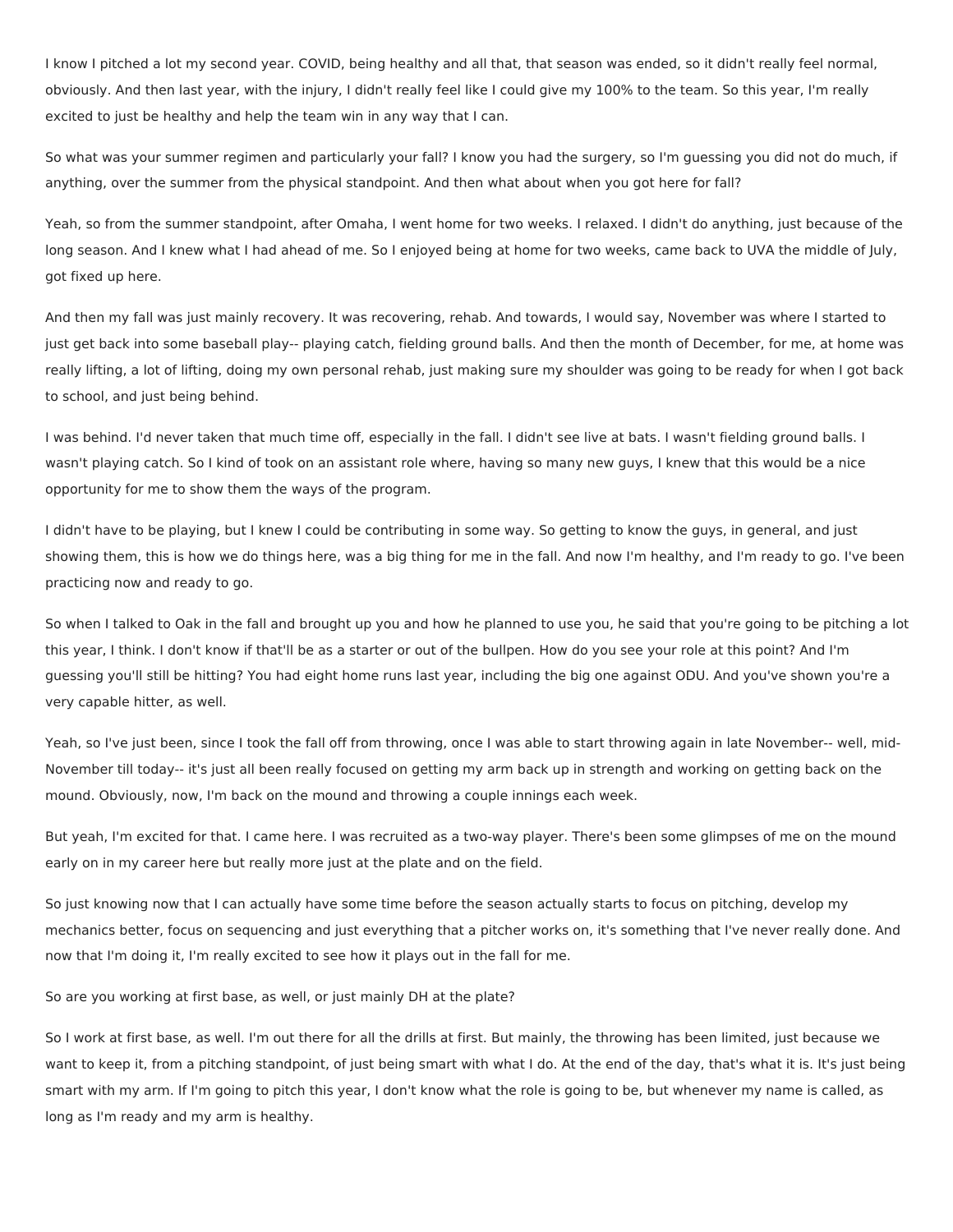I know I pitched a lot my second year. COVID, being healthy and all that, that season was ended, so it didn't really feel normal, obviously. And then last year, with the injury, I didn't really feel like I could give my 100% to the team. So this year, I'm really excited to just be healthy and help the team win in any way that I can.

So what was your summer regimen and particularly your fall? I know you had the surgery, so I'm guessing you did not do much, if anything, over the summer from the physical standpoint. And then what about when you got here for fall?

Yeah, so from the summer standpoint, after Omaha, I went home for two weeks. I relaxed. I didn't do anything, just because of the long season. And I knew what I had ahead of me. So I enjoyed being at home for two weeks, came back to UVA the middle of July, got fixed up here.

And then my fall was just mainly recovery. It was recovering, rehab. And towards, I would say, November was where I started to just get back into some baseball play-- playing catch, fielding ground balls. And then the month of December, for me, at home was really lifting, a lot of lifting, doing my own personal rehab, just making sure my shoulder was going to be ready for when I got back to school, and just being behind.

I was behind. I'd never taken that much time off, especially in the fall. I didn't see live at bats. I wasn't fielding ground balls. I wasn't playing catch. So I kind of took on an assistant role where, having so many new guys, I knew that this would be a nice opportunity for me to show them the ways of the program.

I didn't have to be playing, but I knew I could be contributing in some way. So getting to know the guys, in general, and just showing them, this is how we do things here, was a big thing for me in the fall. And now I'm healthy, and I'm ready to go. I've been practicing now and ready to go.

So when I talked to Oak in the fall and brought up you and how he planned to use you, he said that you're going to be pitching a lot this year, I think. I don't know if that'll be as a starter or out of the bullpen. How do you see your role at this point? And I'm guessing you'll still be hitting? You had eight home runs last year, including the big one against ODU. And you've shown you're a very capable hitter, as well.

Yeah, so I've just been, since I took the fall off from throwing, once I was able to start throwing again in late November-- well, mid-November till today-- it's just all been really focused on getting my arm back up in strength and working on getting back on the mound. Obviously, now, I'm back on the mound and throwing a couple innings each week.

But yeah, I'm excited for that. I came here. I was recruited as a two-way player. There's been some glimpses of me on the mound early on in my career here but really more just at the plate and on the field.

So just knowing now that I can actually have some time before the season actually starts to focus on pitching, develop my mechanics better, focus on sequencing and just everything that a pitcher works on, it's something that I've never really done. And now that I'm doing it, I'm really excited to see how it plays out in the fall for me.

So are you working at first base, as well, or just mainly DH at the plate?

So I work at first base, as well. I'm out there for all the drills at first. But mainly, the throwing has been limited, just because we want to keep it, from a pitching standpoint, of just being smart with what I do. At the end of the day, that's what it is. It's just being smart with my arm. If I'm going to pitch this year, I don't know what the role is going to be, but whenever my name is called, as long as I'm ready and my arm is healthy.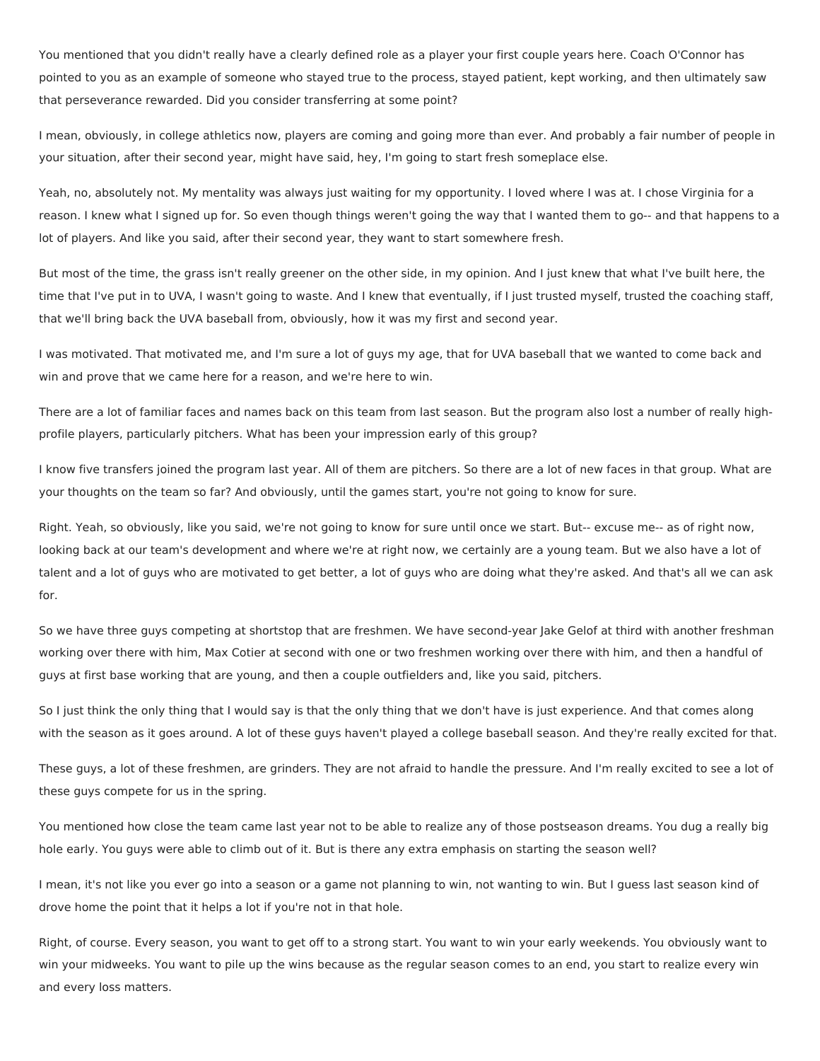You mentioned that you didn't really have a clearly defined role as a player your first couple years here. Coach O'Connor has pointed to you as an example of someone who stayed true to the process, stayed patient, kept working, and then ultimately saw that perseverance rewarded. Did you consider transferring at some point?

I mean, obviously, in college athletics now, players are coming and going more than ever. And probably a fair number of people in your situation, after their second year, might have said, hey, I'm going to start fresh someplace else.

Yeah, no, absolutely not. My mentality was always just waiting for my opportunity. I loved where I was at. I chose Virginia for a reason. I knew what I signed up for. So even though things weren't going the way that I wanted them to go-- and that happens to a lot of players. And like you said, after their second year, they want to start somewhere fresh.

But most of the time, the grass isn't really greener on the other side, in my opinion. And I just knew that what I've built here, the time that I've put in to UVA, I wasn't going to waste. And I knew that eventually, if I just trusted myself, trusted the coaching staff, that we'll bring back the UVA baseball from, obviously, how it was my first and second year.

I was motivated. That motivated me, and I'm sure a lot of guys my age, that for UVA baseball that we wanted to come back and win and prove that we came here for a reason, and we're here to win.

There are a lot of familiar faces and names back on this team from last season. But the program also lost a number of really high-profile players, particularly pitchers. What has been your impression early of this group?

I know five transfers joined the program last year. All of them are pitchers. So there are a lot of new faces in that group. What are your thoughts on the team so far? And obviously, until the games start, you're not going to know for sure.

Right. Yeah, so obviously, like you said, we're not going to know for sure until once we start. But-- excuse me-- as of right now, looking back at our team's development and where we're at right now, we certainly are a young team. But we also have a lot of talent and a lot of guys who are motivated to get better, a lot of guys who are doing what they're asked. And that's all we can ask for.

So we have three guys competing at shortstop that are freshmen. We have second-year Jake Gelof at third with another freshman working over there with him, Max Cotier at second with one or two freshmen working over there with him, and then a handful of guys at first base working that are young, and then a couple outfielders and, like you said, pitchers.

So I just think the only thing that I would say is that the only thing that we don't have is just experience. And that comes along with the season as it goes around. A lot of these guys haven't played a college baseball season. And they're really excited for that.

These guys, a lot of these freshmen, are grinders. They are not afraid to handle the pressure. And I'm really excited to see a lot of these guys compete for us in the spring.

You mentioned how close the team came last year not to be able to realize any of those postseason dreams. You dug a really big hole early. You guys were able to climb out of it. But is there any extra emphasis on starting the season well?

I mean, it's not like you ever go into a season or a game not planning to win, not wanting to win. But I guess last season kind of drove home the point that it helps a lot if you're not in that hole.

Right, of course. Every season, you want to get off to a strong start. You want to win your early weekends. You obviously want to win your midweeks. You want to pile up the wins because as the regular season comes to an end, you start to realize every win and every loss matters.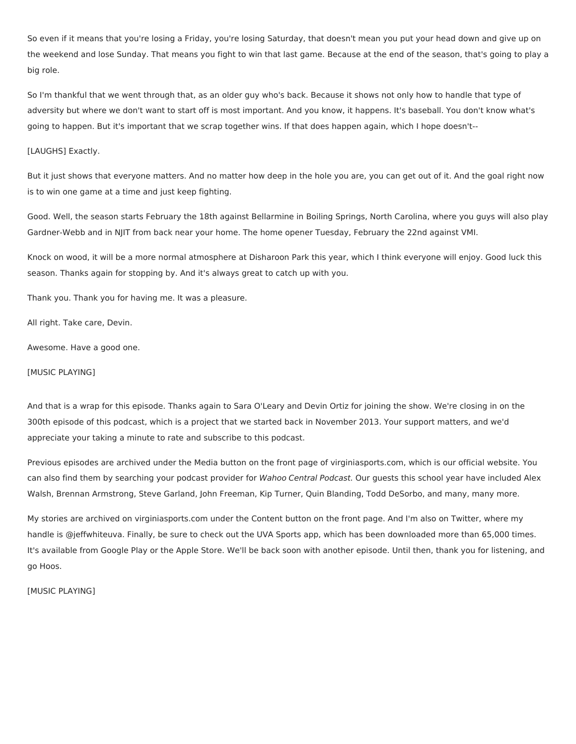So even if it means that you're losing a Friday, you're losing Saturday, that doesn't mean you put your head down and give up on the weekend and lose Sunday. That means you fight to win that last game. Because at the end of the season, that's going to play a big role.

So I'm thankful that we went through that, as an older guy who's back. Because it shows not only how to handle that type of adversity but where we don't want to start off is most important. And you know, it happens. It's baseball. You don't know what's going to happen. But it's important that we scrap together wins. If that does happen again, which I hope doesn't--

[LAUGHS] Exactly.

But it just shows that everyone matters. And no matter how deep in the hole you are, you can get out of it. And the goal right now is to win one game at a time and just keep fighting.

Good. Well, the season starts February the 18th against Bellarmine in Boiling Springs, North Carolina, where you guys will also play Gardner-Webb and in NJIT from back near your home. The home opener Tuesday, February the 22nd against VMI.

Knock on wood, it will be a more normal atmosphere at Disharoon Park this year, which I think everyone will enjoy. Good luck this season. Thanks again for stopping by. And it's always great to catch up with you.

Thank you. Thank you for having me. It was a pleasure.

All right. Take care, Devin.

Awesome. Have a good one.

[MUSIC PLAYING]

And that is a wrap for this episode. Thanks again to Sara O'Leary and Devin Ortiz for joining the show. We're closing in on the 300th episode of this podcast, which is a project that we started back in November 2013. Your support matters, and we'd appreciate your taking a minute to rate and subscribe to this podcast.

Previous episodes are archived under the Media button on the front page of virginiasports.com, which is our official website. You can also find them by searching your podcast provider for *Wahoo Central Podcast.* Our guests this school year have included Alex Walsh, Brennan Armstrong, Steve Garland, John Freeman, Kip Turner, Quin Blanding, Todd DeSorbo, and many, many more.

My stories are archived on virginiasports.com under the Content button on the front page. And I'm also on Twitter, where my handle is @jeffwhiteuva. Finally, be sure to check out the UVA Sports app, which has been downloaded more than 65,000 times. It's available from Google Play or the Apple Store. We'll be back soon with another episode. Until then, thank you for listening, and go Hoos.

[MUSIC PLAYING]